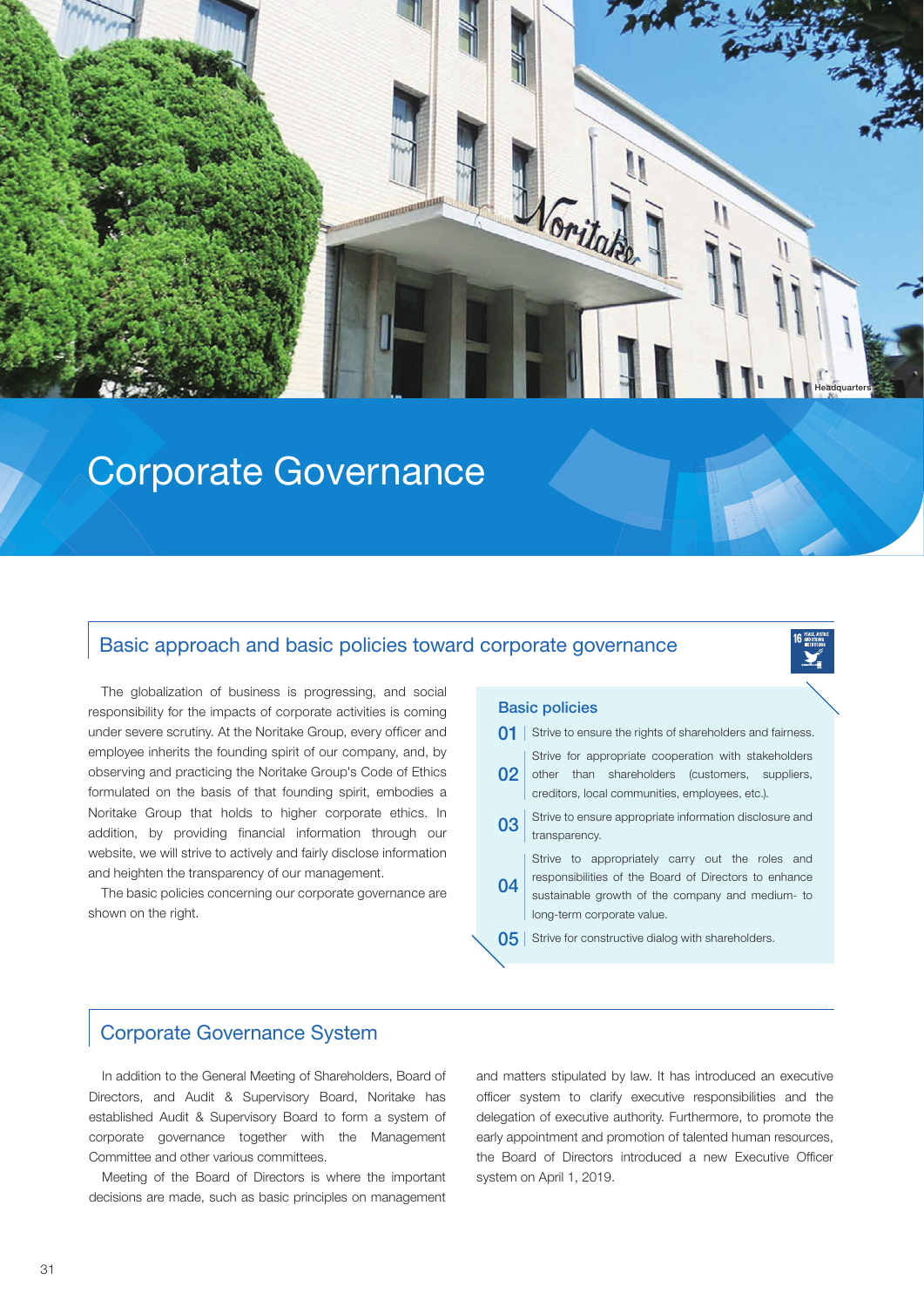Headquarters

# Corporate Governance

## Basic approach and basic policies toward corporate governance

The globalization of business is progressing, and social responsibility for the impacts of corporate activities is coming under severe scrutiny. At the Noritake Group, every officer and employee inherits the founding spirit of our company, and, by observing and practicing the Noritake Group's Code of Ethics formulated on the basis of that founding spirit, embodies a Noritake Group that holds to higher corporate ethics. In addition, by providing financial information through our website, we will strive to actively and fairly disclose information and heighten the transparency of our management.

The basic policies concerning our corporate governance are shown on the right.

### Basic policies

**01** Strive to ensure the rights of shareholders and fairness.

**02** Strive for appropriate cooperation with stakeholders other than shareholders (customers, suppliers, creditors, local communities, employees, etc.).

**03** Strive to ensure appropriate information disclosure and transparency.

**04** Strive to appropriately carry out the roles and responsibilities of the Board of Directors to enhance sustainable growth of the company and medium- to long-term corporate value.

**05** Strive for constructive dialog with shareholders.

## Corporate Governance System

In addition to the General Meeting of Shareholders, Board of Directors, and Audit & Supervisory Board, Noritake has established Audit & Supervisory Board to form a system of corporate governance together with the Management Committee and other various committees.

Meeting of the Board of Directors is where the important decisions are made, such as basic principles on management and matters stipulated by law. It has introduced an executive officer system to clarify executive responsibilities and the delegation of executive authority. Furthermore, to promote the early appointment and promotion of talented human resources, the Board of Directors introduced a new Executive Officer system on April 1, 2019.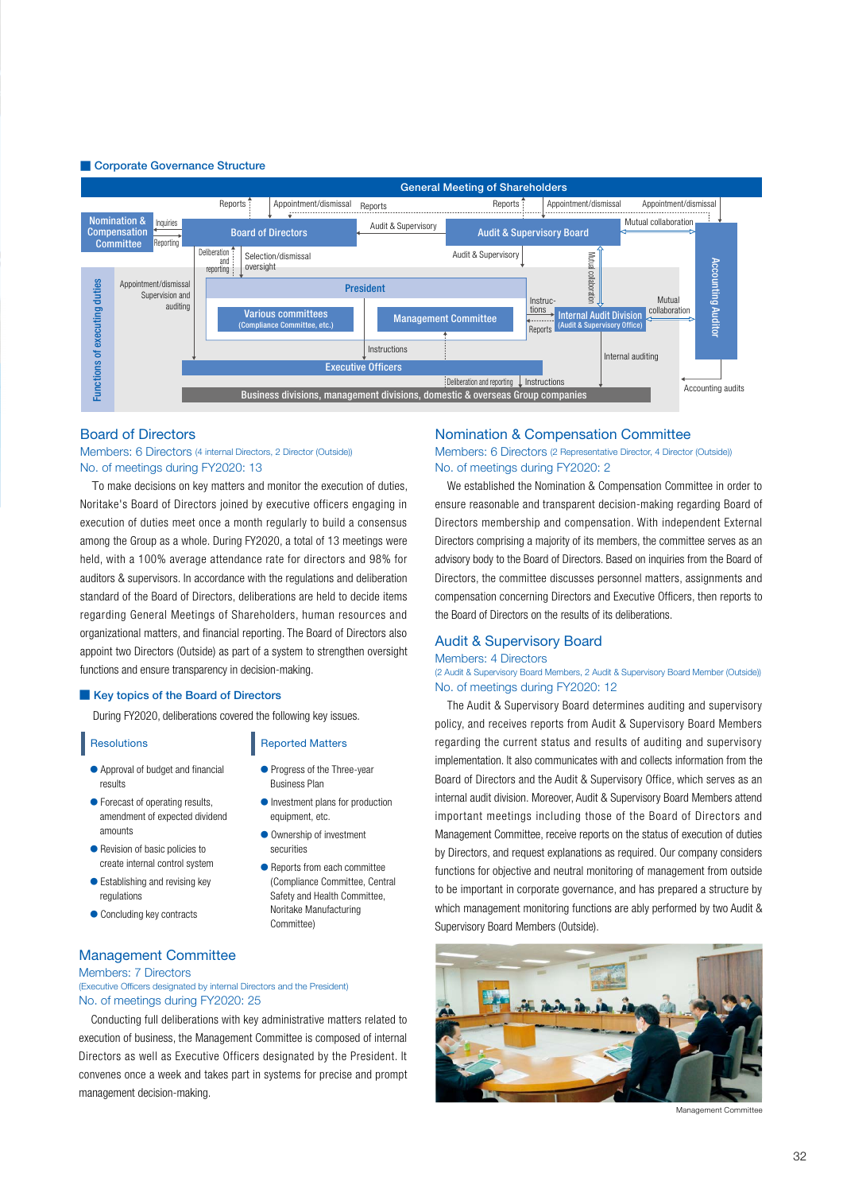## Corporate Governance Structure

General Meeting of Shareholders

Nomination & Compensation Committee — Inquiries / Reporting — Board of Directors — Audit & Supervisory — Audit & Supervisory Board — Mutual collaboration — Accounting Auditor

Reports / Appointment/dismissal / Reports / Reports / Appointment/dismissal / Appointment/dismissal

Deliberation and reporting / Selection/dismissal oversight / Audit & Supervisory / Mutual collaboration

Functions of executing duties

Appointment/dismissal Supervision and auditing

President: Various committees (Compliance Committee, etc.) / Management Committee

Instructions / Reports / Internal Audit Division (Audit & Supervisory Office) / Mutual collaboration

Instructions / Internal auditing

Executive Officers

Deliberation and reporting / Instructions

Business divisions, management divisions, domestic & overseas Group companies

Accounting audits

## Board of Directors

Members: 6 Directors (4 internal Directors, 2 Director (Outside))

No. of meetings during FY2020: 13

To make decisions on key matters and monitor the execution of duties, Noritake's Board of Directors joined by executive officers engaging in execution of duties meet once a month regularly to build a consensus among the Group as a whole. During FY2020, a total of 13 meetings were held, with a 100% average attendance rate for directors and 98% for auditors & supervisors. In accordance with the regulations and deliberation standard of the Board of Directors, deliberations are held to decide items regarding General Meetings of Shareholders, human resources and organizational matters, and financial reporting. The Board of Directors also appoint two Directors (Outside) as part of a system to strengthen oversight functions and ensure transparency in decision-making.

### Key topics of the Board of Directors

During FY2020, deliberations covered the following key issues.

**Resolutions**

- Approval of budget and financial results
- Forecast of operating results, amendment of expected dividend amounts
- Revision of basic policies to create internal control system
- Establishing and revising key regulations
- Concluding key contracts

**Reported Matters**

- Progress of the Three-year Business Plan
- Investment plans for production equipment, etc.
- Ownership of investment securities
- Reports from each committee (Compliance Committee, Central Safety and Health Committee, Noritake Manufacturing Committee)

## Management Committee

Members: 7 Directors

(Executive Officers designated by internal Directors and the President)

No. of meetings during FY2020: 25

Conducting full deliberations with key administrative matters related to execution of business, the Management Committee is composed of internal Directors as well as Executive Officers designated by the President. It convenes once a week and takes part in systems for precise and prompt management decision-making.

## Nomination & Compensation Committee

Members: 6 Directors (2 Representative Director, 4 Director (Outside))

No. of meetings during FY2020: 2

We established the Nomination & Compensation Committee in order to ensure reasonable and transparent decision-making regarding Board of Directors membership and compensation. With independent External Directors comprising a majority of its members, the committee serves as an advisory body to the Board of Directors. Based on inquiries from the Board of Directors, the committee discusses personnel matters, assignments and compensation concerning Directors and Executive Officers, then reports to the Board of Directors on the results of its deliberations.

## Audit & Supervisory Board

Members: 4 Directors

(2 Audit & Supervisory Board Members, 2 Audit & Supervisory Board Member (Outside))

No. of meetings during FY2020: 12

The Audit & Supervisory Board determines auditing and supervisory policy, and receives reports from Audit & Supervisory Board Members regarding the current status and results of auditing and supervisory implementation. It also communicates with and collects information from the Board of Directors and the Audit & Supervisory Office, which serves as an internal audit division. Moreover, Audit & Supervisory Board Members attend important meetings including those of the Board of Directors and Management Committee, receive reports on the status of execution of duties by Directors, and request explanations as required. Our company considers functions for objective and neutral monitoring of management from outside to be important in corporate governance, and has prepared a structure by which management monitoring functions are ably performed by two Audit & Supervisory Board Members (Outside).

Management Committee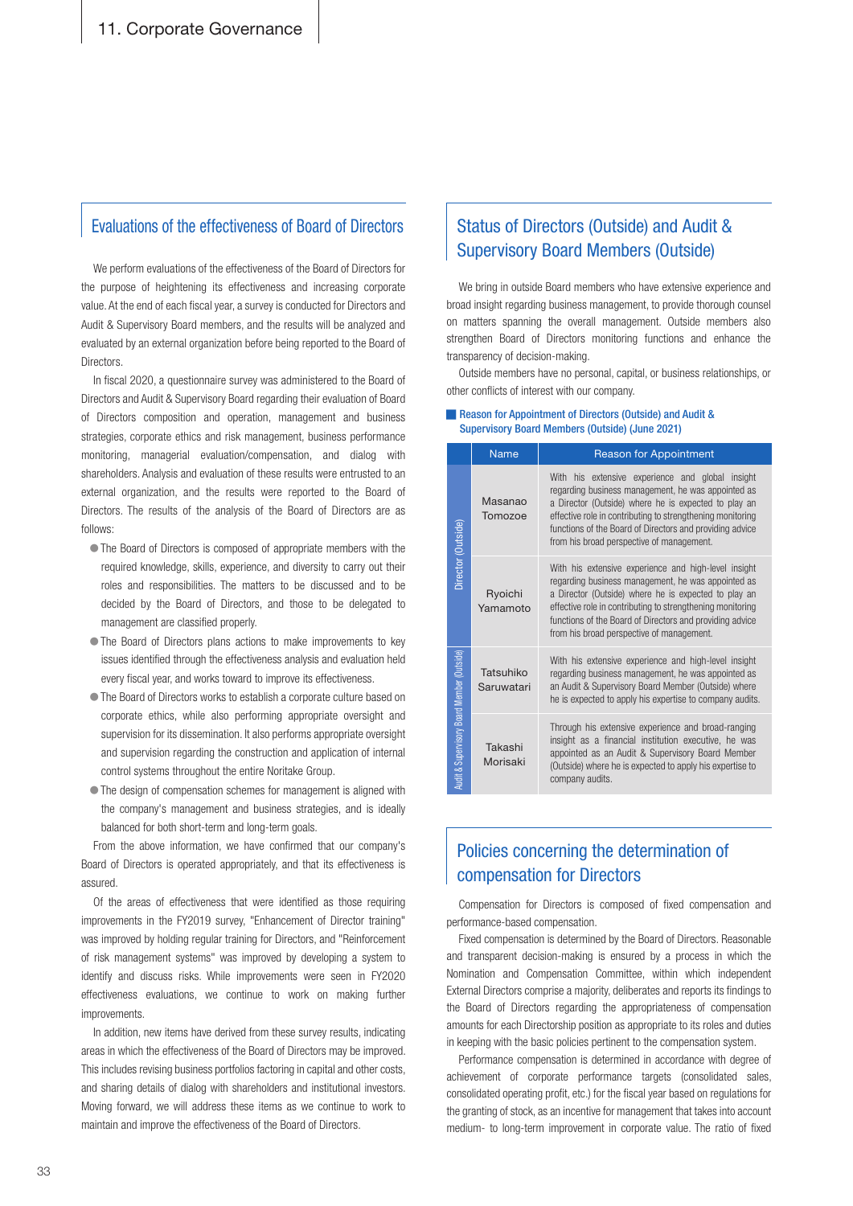## Evaluations of the effectiveness of Board of Directors

We perform evaluations of the effectiveness of the Board of Directors for the purpose of heightening its effectiveness and increasing corporate value. At the end of each fiscal year, a survey is conducted for Directors and Audit & Supervisory Board members, and the results will be analyzed and evaluated by an external organization before being reported to the Board of Directors.

In fiscal 2020, a questionnaire survey was administered to the Board of Directors and Audit & Supervisory Board regarding their evaluation of Board of Directors composition and operation, management and business strategies, corporate ethics and risk management, business performance monitoring, managerial evaluation/compensation, and dialog with shareholders. Analysis and evaluation of these results were entrusted to an external organization, and the results were reported to the Board of Directors. The results of the analysis of the Board of Directors are as follows:

- The Board of Directors is composed of appropriate members with the required knowledge, skills, experience, and diversity to carry out their roles and responsibilities. The matters to be discussed and to be decided by the Board of Directors, and those to be delegated to management are classified properly.
- The Board of Directors plans actions to make improvements to key issues identified through the effectiveness analysis and evaluation held every fiscal year, and works toward to improve its effectiveness.
- The Board of Directors works to establish a corporate culture based on corporate ethics, while also performing appropriate oversight and supervision for its dissemination. It also performs appropriate oversight and supervision regarding the construction and application of internal control systems throughout the entire Noritake Group.
- The design of compensation schemes for management is aligned with the company's management and business strategies, and is ideally balanced for both short-term and long-term goals.

From the above information, we have confirmed that our company's Board of Directors is operated appropriately, and that its effectiveness is assured.

Of the areas of effectiveness that were identified as those requiring improvements in the FY2019 survey, "Enhancement of Director training" was improved by holding regular training for Directors, and "Reinforcement of risk management systems" was improved by developing a system to identify and discuss risks. While improvements were seen in FY2020 effectiveness evaluations, we continue to work on making further improvements.

In addition, new items have derived from these survey results, indicating areas in which the effectiveness of the Board of Directors may be improved. This includes revising business portfolios factoring in capital and other costs, and sharing details of dialog with shareholders and institutional investors. Moving forward, we will address these items as we continue to work to maintain and improve the effectiveness of the Board of Directors.

## Status of Directors (Outside) and Audit & Supervisory Board Members (Outside)

We bring in outside Board members who have extensive experience and broad insight regarding business management, to provide thorough counsel on matters spanning the overall management. Outside members also strengthen Board of Directors monitoring functions and enhance the transparency of decision-making.

Outside members have no personal, capital, or business relationships, or other conflicts of interest with our company.

**Reason for Appointment of Directors (Outside) and Audit & Supervisory Board Members (Outside) (June 2021)**

| | Name | Reason for Appointment |
|---|---|---|
| Director (Outside) | Masanao Tomozoe | With his extensive experience and global insight regarding business management, he was appointed as a Director (Outside) where he is expected to play an effective role in contributing to strengthening monitoring functions of the Board of Directors and providing advice from his broad perspective of management. |
| | Ryoichi Yamamoto | With his extensive experience and high-level insight regarding business management, he was appointed as a Director (Outside) where he is expected to play an effective role in contributing to strengthening monitoring functions of the Board of Directors and providing advice from his broad perspective of management. |
| Audit & Supervisory Board Member (Outside) | Tatsuhiko Saruwatari | With his extensive experience and high-level insight regarding business management, he was appointed as an Audit & Supervisory Board Member (Outside) where he is expected to apply his expertise to company audits. |
| | Takashi Morisaki | Through his extensive experience and broad-ranging insight as a financial institution executive, he was appointed as an Audit & Supervisory Board Member (Outside) where he is expected to apply his expertise to company audits. |

## Policies concerning the determination of compensation for Directors

Compensation for Directors is composed of fixed compensation and performance-based compensation.

Fixed compensation is determined by the Board of Directors. Reasonable and transparent decision-making is ensured by a process in which the Nomination and Compensation Committee, within which independent External Directors comprise a majority, deliberates and reports its findings to the Board of Directors regarding the appropriateness of compensation amounts for each Directorship position as appropriate to its roles and duties in keeping with the basic policies pertinent to the compensation system.

Performance compensation is determined in accordance with degree of achievement of corporate performance targets (consolidated sales, consolidated operating profit, etc.) for the fiscal year based on regulations for the granting of stock, as an incentive for management that takes into account medium- to long-term improvement in corporate value. The ratio of fixed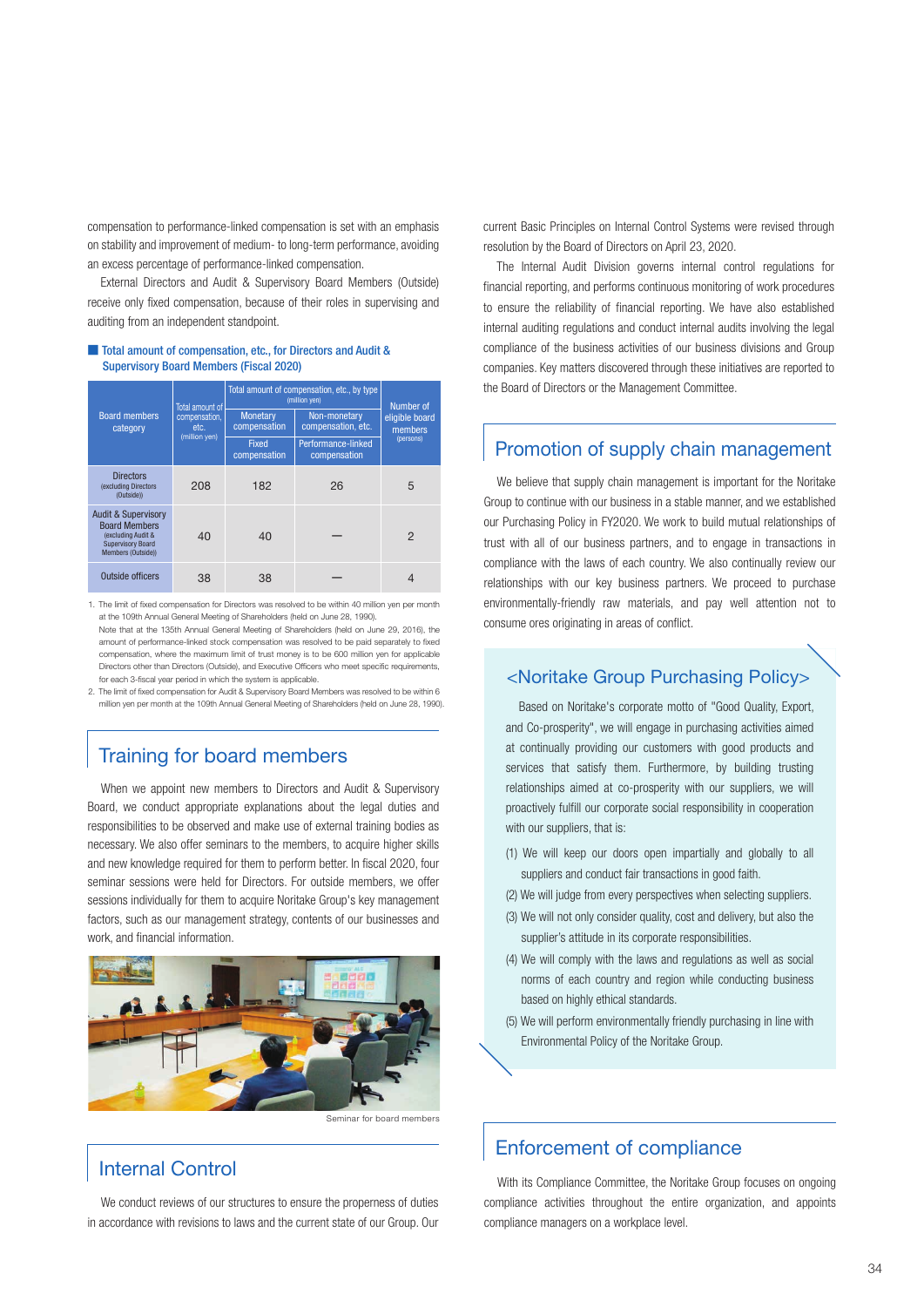compensation to performance-linked compensation is set with an emphasis on stability and improvement of medium- to long-term performance, avoiding an excess percentage of performance-linked compensation.

External Directors and Audit & Supervisory Board Members (Outside) receive only fixed compensation, because of their roles in supervising and auditing from an independent standpoint.

■ Total amount of compensation, etc., for Directors and Audit & Supervisory Board Members (Fiscal 2020)

| Board members category | Total amount of compensation, etc. (million yen) | Total amount of compensation, etc., by type (million yen) | | Number of eligible board members (persons) |
|---|---|---|---|---|
| | | Monetary compensation | Non-monetary compensation, etc. | |
| | | Fixed compensation | Performance-linked compensation | |
| Directors (excluding Directors (Outside)) | 208 | 182 | 26 | 5 |
| Audit & Supervisory Board Members (excluding Audit & Supervisory Board Members (Outside)) | 40 | 40 | — | 2 |
| Outside officers | 38 | 38 | — | 4 |

1. The limit of fixed compensation for Directors was resolved to be within 40 million yen per month at the 109th Annual General Meeting of Shareholders (held on June 28, 1990).
Note that at the 135th Annual General Meeting of Shareholders (held on June 29, 2016), the amount of performance-linked stock compensation was resolved to be paid separately to fixed compensation, where the maximum limit of trust money is to be 600 million yen for applicable Directors other than Directors (Outside), and Executive Officers who meet specific requirements, for each 3-fiscal year period in which the system is applicable.
2. The limit of fixed compensation for Audit & Supervisory Board Members was resolved to be within 6 million yen per month at the 109th Annual General Meeting of Shareholders (held on June 28, 1990).

## Training for board members

When we appoint new members to Directors and Audit & Supervisory Board, we conduct appropriate explanations about the legal duties and responsibilities to be observed and make use of external training bodies as necessary. We also offer seminars to the members, to acquire higher skills and new knowledge required for them to perform better. In fiscal 2020, four seminar sessions were held for Directors. For outside members, we offer sessions individually for them to acquire Noritake Group's key management factors, such as our management strategy, contents of our businesses and work, and financial information.

Seminar for board members

## Internal Control

We conduct reviews of our structures to ensure the properness of duties in accordance with revisions to laws and the current state of our Group. Our current Basic Principles on Internal Control Systems were revised through resolution by the Board of Directors on April 23, 2020.

The Internal Audit Division governs internal control regulations for financial reporting, and performs continuous monitoring of work procedures to ensure the reliability of financial reporting. We have also established internal auditing regulations and conduct internal audits involving the legal compliance of the business activities of our business divisions and Group companies. Key matters discovered through these initiatives are reported to the Board of Directors or the Management Committee.

## Promotion of supply chain management

We believe that supply chain management is important for the Noritake Group to continue with our business in a stable manner, and we established our Purchasing Policy in FY2020. We work to build mutual relationships of trust with all of our business partners, and to engage in transactions in compliance with the laws of each country. We also continually review our relationships with our key business partners. We proceed to purchase environmentally-friendly raw materials, and pay well attention not to consume ores originating in areas of conflict.

### <Noritake Group Purchasing Policy>

Based on Noritake's corporate motto of "Good Quality, Export, and Co-prosperity", we will engage in purchasing activities aimed at continually providing our customers with good products and services that satisfy them. Furthermore, by building trusting relationships aimed at co-prosperity with our suppliers, we will proactively fulfill our corporate social responsibility in cooperation with our suppliers, that is:

(1) We will keep our doors open impartially and globally to all suppliers and conduct fair transactions in good faith.
(2) We will judge from every perspectives when selecting suppliers.
(3) We will not only consider quality, cost and delivery, but also the supplier's attitude in its corporate responsibilities.
(4) We will comply with the laws and regulations as well as social norms of each country and region while conducting business based on highly ethical standards.
(5) We will perform environmentally friendly purchasing in line with Environmental Policy of the Noritake Group.

## Enforcement of compliance

With its Compliance Committee, the Noritake Group focuses on ongoing compliance activities throughout the entire organization, and appoints compliance managers on a workplace level.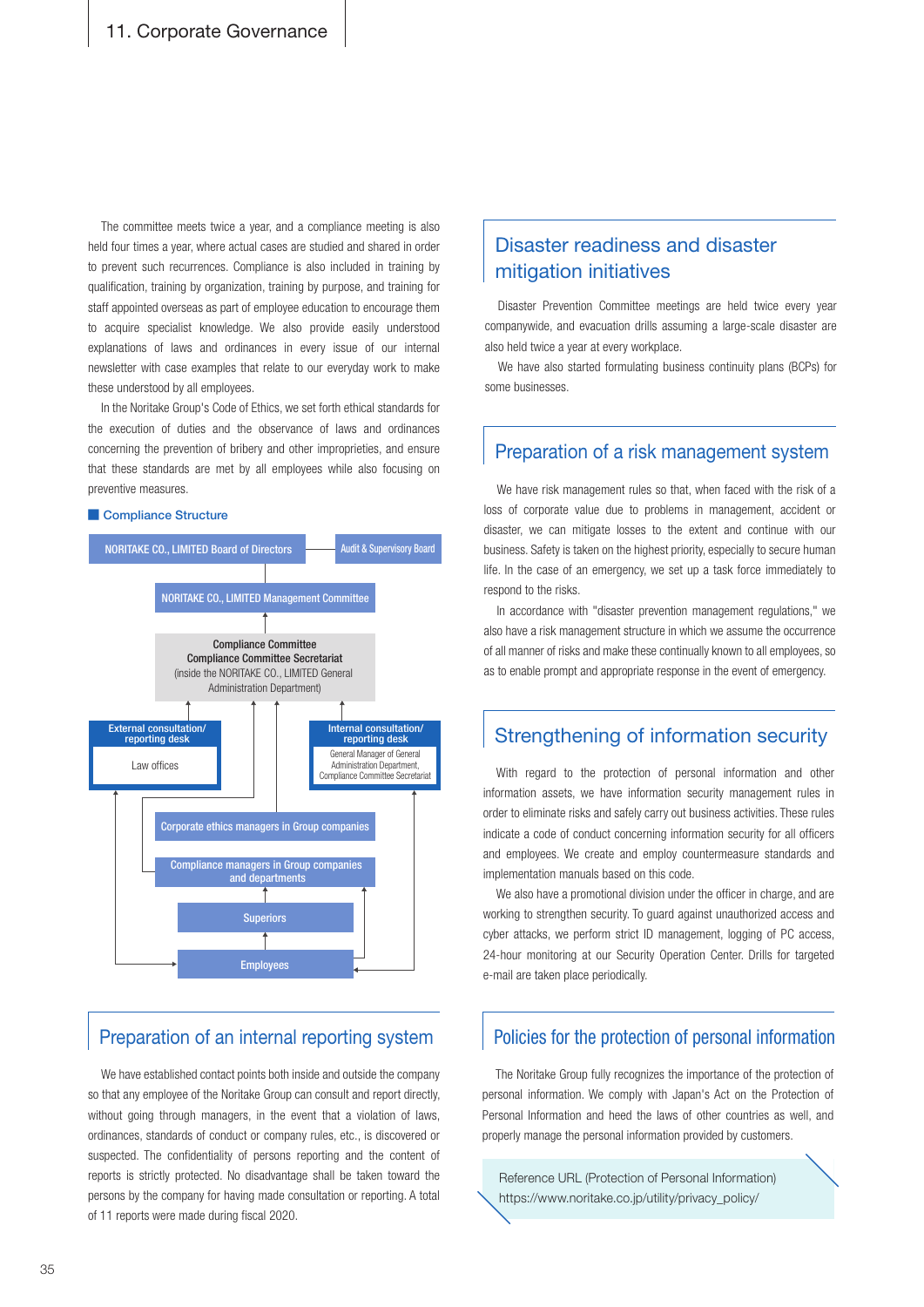The committee meets twice a year, and a compliance meeting is also held four times a year, where actual cases are studied and shared in order to prevent such recurrences. Compliance is also included in training by qualification, training by organization, training by purpose, and training for staff appointed overseas as part of employee education to encourage them to acquire specialist knowledge. We also provide easily understood explanations of laws and ordinances in every issue of our internal newsletter with case examples that relate to our everyday work to make these understood by all employees.

In the Noritake Group's Code of Ethics, we set forth ethical standards for the execution of duties and the observance of laws and ordinances concerning the prevention of bribery and other improprieties, and ensure that these standards are met by all employees while also focusing on preventive measures.

**Compliance Structure**

- NORITAKE CO., LIMITED Board of Directors
- Audit & Supervisory Board
- NORITAKE CO., LIMITED Management Committee
- Compliance Committee
  Compliance Committee Secretariat
  (inside the NORITAKE CO., LIMITED General Administration Department)
- External consultation/reporting desk: Law offices
- Internal consultation/reporting desk: General Manager of General Administration Department, Compliance Committee Secretariat
- Corporate ethics managers in Group companies
- Compliance managers in Group companies and departments
- Superiors
- Employees

## Preparation of an internal reporting system

We have established contact points both inside and outside the company so that any employee of the Noritake Group can consult and report directly, without going through managers, in the event that a violation of laws, ordinances, standards of conduct or company rules, etc., is discovered or suspected. The confidentiality of persons reporting and the content of reports is strictly protected. No disadvantage shall be taken toward the persons by the company for having made consultation or reporting. A total of 11 reports were made during fiscal 2020.

## Disaster readiness and disaster mitigation initiatives

Disaster Prevention Committee meetings are held twice every year companywide, and evacuation drills assuming a large-scale disaster are also held twice a year at every workplace.

We have also started formulating business continuity plans (BCPs) for some businesses.

## Preparation of a risk management system

We have risk management rules so that, when faced with the risk of a loss of corporate value due to problems in management, accident or disaster, we can mitigate losses to the extent and continue with our business. Safety is taken on the highest priority, especially to secure human life. In the case of an emergency, we set up a task force immediately to respond to the risks.

In accordance with "disaster prevention management regulations," we also have a risk management structure in which we assume the occurrence of all manner of risks and make these continually known to all employees, so as to enable prompt and appropriate response in the event of emergency.

## Strengthening of information security

With regard to the protection of personal information and other information assets, we have information security management rules in order to eliminate risks and safely carry out business activities. These rules indicate a code of conduct concerning information security for all officers and employees. We create and employ countermeasure standards and implementation manuals based on this code.

We also have a promotional division under the officer in charge, and are working to strengthen security. To guard against unauthorized access and cyber attacks, we perform strict ID management, logging of PC access, 24-hour monitoring at our Security Operation Center. Drills for targeted e-mail are taken place periodically.

## Policies for the protection of personal information

The Noritake Group fully recognizes the importance of the protection of personal information. We comply with Japan's Act on the Protection of Personal Information and heed the laws of other countries as well, and properly manage the personal information provided by customers.

Reference URL (Protection of Personal Information)
https://www.noritake.co.jp/utility/privacy_policy/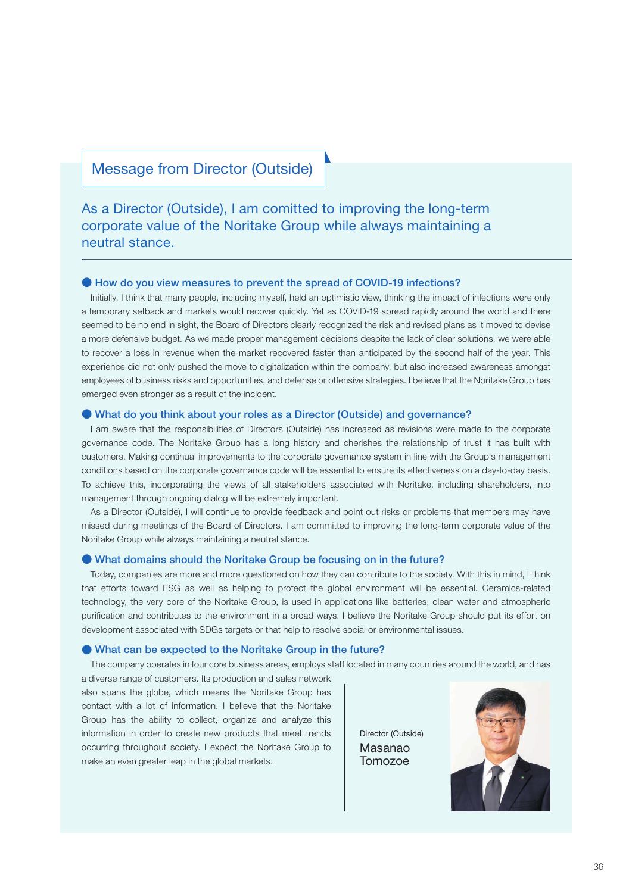## Message from Director (Outside)

### As a Director (Outside), I am comitted to improving the long-term corporate value of the Noritake Group while always maintaining a neutral stance.

**● How do you view measures to prevent the spread of COVID-19 infections?**

Initially, I think that many people, including myself, held an optimistic view, thinking the impact of infections were only a temporary setback and markets would recover quickly. Yet as COVID-19 spread rapidly around the world and there seemed to be no end in sight, the Board of Directors clearly recognized the risk and revised plans as it moved to devise a more defensive budget. As we made proper management decisions despite the lack of clear solutions, we were able to recover a loss in revenue when the market recovered faster than anticipated by the second half of the year. This experience did not only pushed the move to digitalization within the company, but also increased awareness amongst employees of business risks and opportunities, and defense or offensive strategies. I believe that the Noritake Group has emerged even stronger as a result of the incident.

**● What do you think about your roles as a Director (Outside) and governance?**

I am aware that the responsibilities of Directors (Outside) has increased as revisions were made to the corporate governance code. The Noritake Group has a long history and cherishes the relationship of trust it has built with customers. Making continual improvements to the corporate governance system in line with the Group's management conditions based on the corporate governance code will be essential to ensure its effectiveness on a day-to-day basis. To achieve this, incorporating the views of all stakeholders associated with Noritake, including shareholders, into management through ongoing dialog will be extremely important.

As a Director (Outside), I will continue to provide feedback and point out risks or problems that members may have missed during meetings of the Board of Directors. I am committed to improving the long-term corporate value of the Noritake Group while always maintaining a neutral stance.

**● What domains should the Noritake Group be focusing on in the future?**

Today, companies are more and more questioned on how they can contribute to the society. With this in mind, I think that efforts toward ESG as well as helping to protect the global environment will be essential. Ceramics-related technology, the very core of the Noritake Group, is used in applications like batteries, clean water and atmospheric purification and contributes to the environment in a broad ways. I believe the Noritake Group should put its effort on development associated with SDGs targets or that help to resolve social or environmental issues.

**● What can be expected to the Noritake Group in the future?**

The company operates in four core business areas, employs staff located in many countries around the world, and has a diverse range of customers. Its production and sales network also spans the globe, which means the Noritake Group has contact with a lot of information. I believe that the Noritake Group has the ability to collect, organize and analyze this information in order to create new products that meet trends occurring throughout society. I expect the Noritake Group to make an even greater leap in the global markets.

Director (Outside)
Masanao Tomozoe